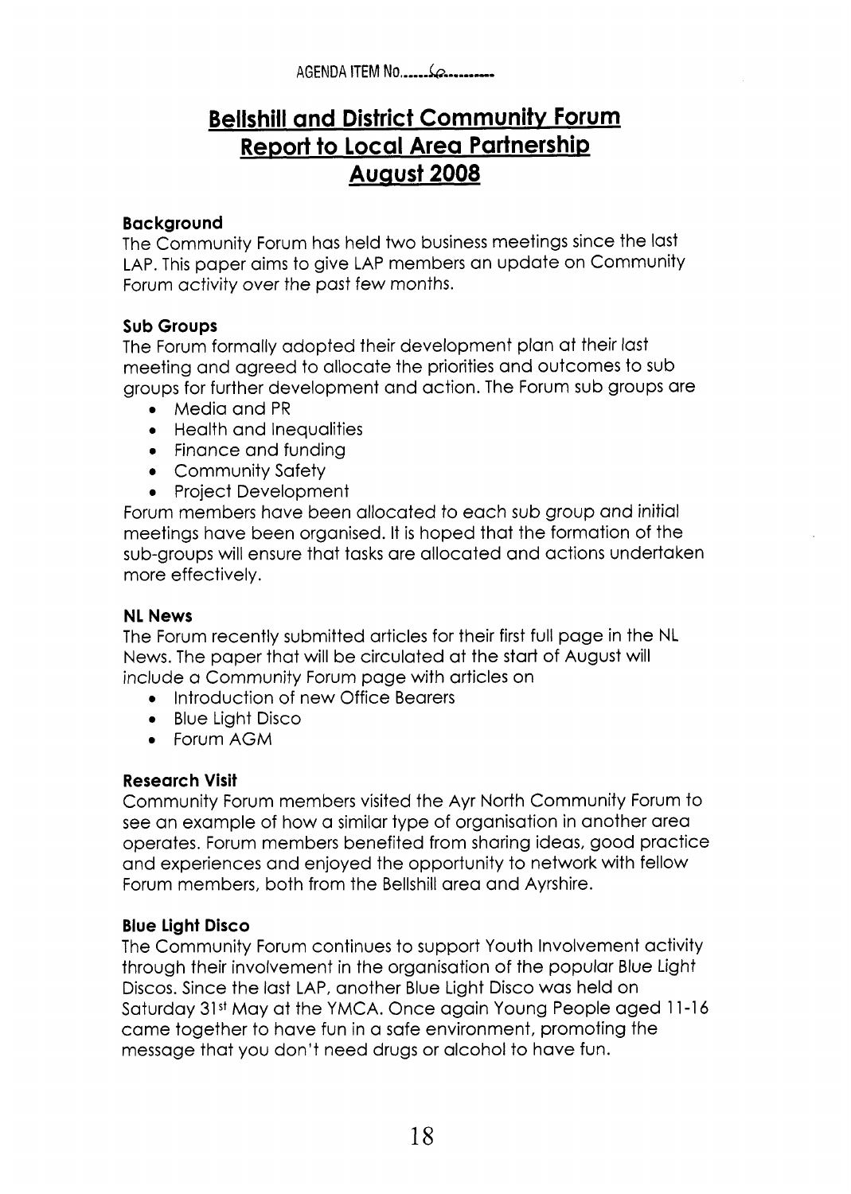AGENDA ITEM No......6.........

# Bellshill and District Community Forum
# Report to Local Area Partnership
# August 2008

**Background**

The Community Forum has held two business meetings since the last LAP. This paper aims to give LAP members an update on Community Forum activity over the past few months.

**Sub Groups**

The Forum formally adopted their development plan at their last meeting and agreed to allocate the priorities and outcomes to sub groups for further development and action. The Forum sub groups are

- Media and PR
- Health and Inequalities
- Finance and funding
- Community Safety
- Project Development

Forum members have been allocated to each sub group and initial meetings have been organised. It is hoped that the formation of the sub-groups will ensure that tasks are allocated and actions undertaken more effectively.

**NL News**

The Forum recently submitted articles for their first full page in the NL News. The paper that will be circulated at the start of August will include a Community Forum page with articles on

- Introduction of new Office Bearers
- Blue Light Disco
- Forum AGM

**Research Visit**

Community Forum members visited the Ayr North Community Forum to see an example of how a similar type of organisation in another area operates. Forum members benefited from sharing ideas, good practice and experiences and enjoyed the opportunity to network with fellow Forum members, both from the Bellshill area and Ayrshire.

**Blue Light Disco**

The Community Forum continues to support Youth Involvement activity through their involvement in the organisation of the popular Blue Light Discos. Since the last LAP, another Blue Light Disco was held on Saturday 31st May at the YMCA. Once again Young People aged 11-16 came together to have fun in a safe environment, promoting the message that you don't need drugs or alcohol to have fun.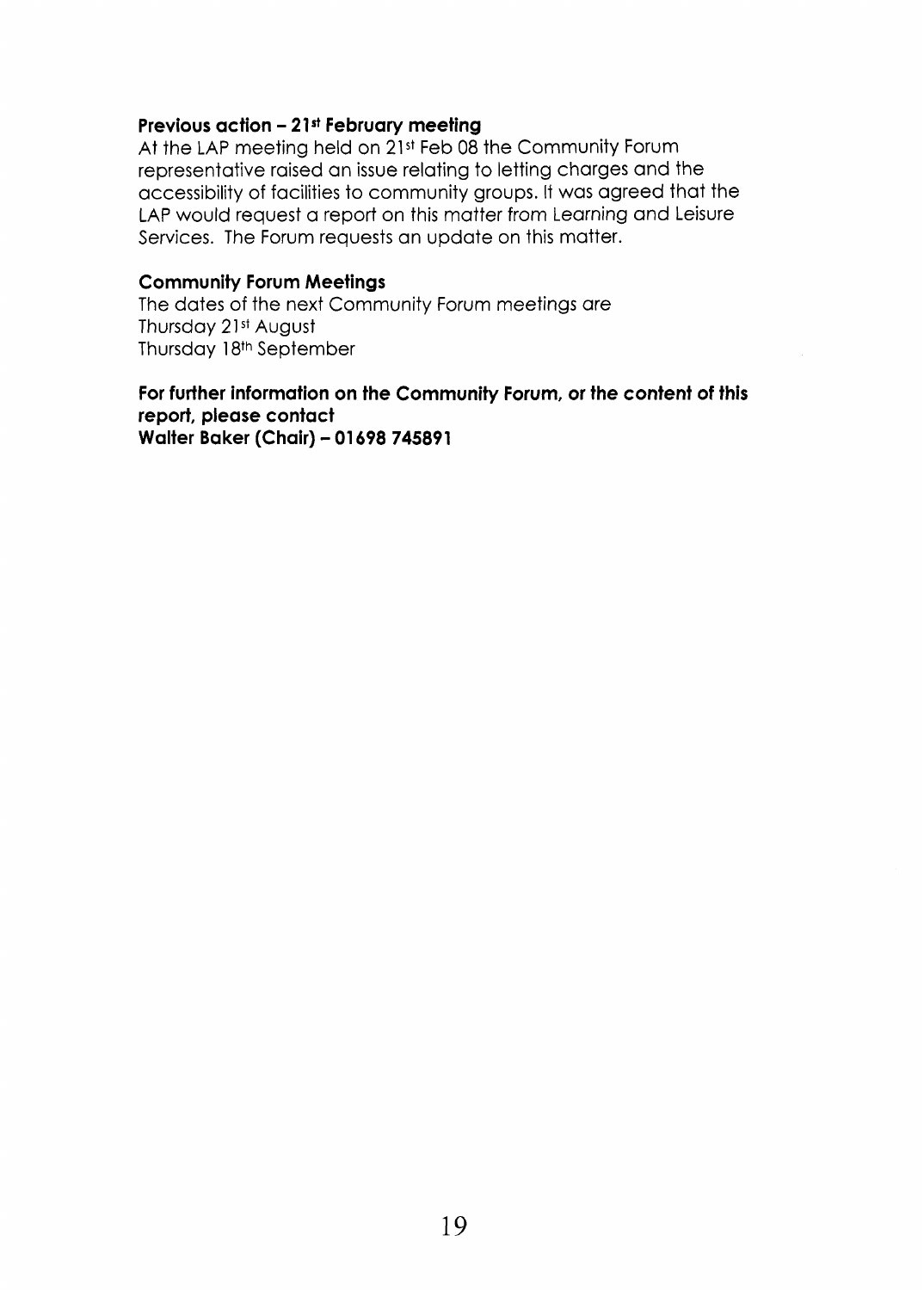**Previous action – 21st February meeting**
At the LAP meeting held on 21st Feb 08 the Community Forum representative raised an issue relating to letting charges and the accessibility of facilities to community groups. It was agreed that the LAP would request a report on this matter from Learning and Leisure Services. The Forum requests an update on this matter.

**Community Forum Meetings**
The dates of the next Community Forum meetings are
Thursday 21st August
Thursday 18th September

**For further information on the Community Forum, or the content of this report, please contact**
**Walter Baker (Chair) – 01698 745891**